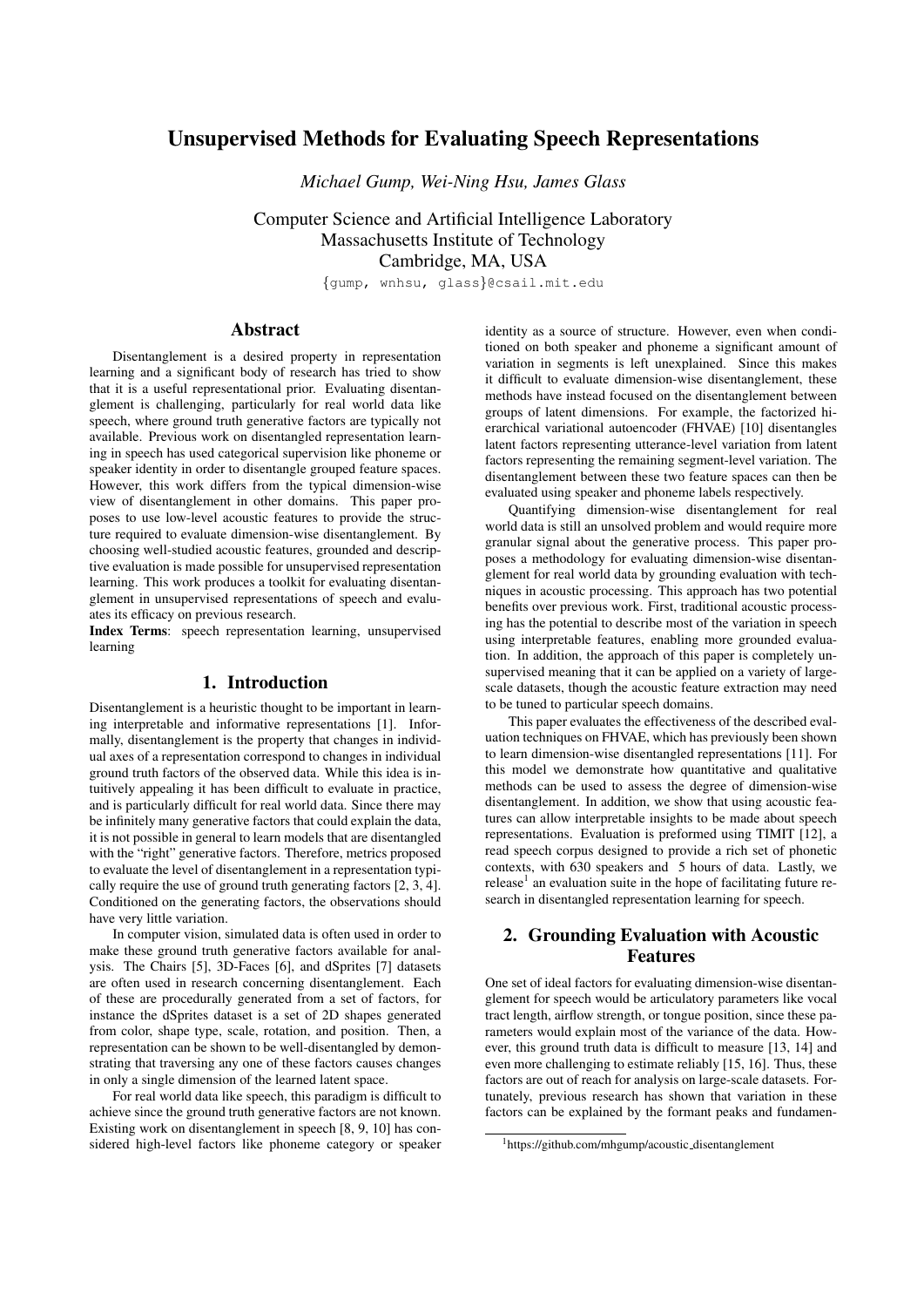# Unsupervised Methods for Evaluating Speech Representations

*Michael Gump, Wei-Ning Hsu, James Glass*

Computer Science and Artificial Intelligence Laboratory
Massachusetts Institute of Technology
Cambridge, MA, USA

{gump, wnhsu, glass}@csail.mit.edu

## Abstract

Disentanglement is a desired property in representation learning and a significant body of research has tried to show that it is a useful representational prior. Evaluating disentanglement is challenging, particularly for real world data like speech, where ground truth generative factors are typically not available. Previous work on disentangled representation learning in speech has used categorical supervision like phoneme or speaker identity in order to disentangle grouped feature spaces. However, this work differs from the typical dimension-wise view of disentanglement in other domains. This paper proposes to use low-level acoustic features to provide the structure required to evaluate dimension-wise disentanglement. By choosing well-studied acoustic features, grounded and descriptive evaluation is made possible for unsupervised representation learning. This work produces a toolkit for evaluating disentanglement in unsupervised representations of speech and evaluates its efficacy on previous research.

**Index Terms**: speech representation learning, unsupervised learning

## 1. Introduction

Disentanglement is a heuristic thought to be important in learning interpretable and informative representations [1]. Informally, disentanglement is the property that changes in individual axes of a representation correspond to changes in individual ground truth factors of the observed data. While this idea is intuitively appealing it has been difficult to evaluate in practice, and is particularly difficult for real world data. Since there may be infinitely many generative factors that could explain the data, it is not possible in general to learn models that are disentangled with the "right" generative factors. Therefore, metrics proposed to evaluate the level of disentanglement in a representation typically require the use of ground truth generating factors [2, 3, 4]. Conditioned on the generating factors, the observations should have very little variation.

In computer vision, simulated data is often used in order to make these ground truth generative factors available for analysis. The Chairs [5], 3D-Faces [6], and dSprites [7] datasets are often used in research concerning disentanglement. Each of these are procedurally generated from a set of factors, for instance the dSprites dataset is a set of 2D shapes generated from color, shape type, scale, rotation, and position. Then, a representation can be shown to be well-disentangled by demonstrating that traversing any one of these factors causes changes in only a single dimension of the learned latent space.

For real world data like speech, this paradigm is difficult to achieve since the ground truth generative factors are not known. Existing work on disentanglement in speech [8, 9, 10] has considered high-level factors like phoneme category or speaker identity as a source of structure. However, even when conditioned on both speaker and phoneme a significant amount of variation in segments is left unexplained. Since this makes it difficult to evaluate dimension-wise disentanglement, these methods have instead focused on the disentanglement between groups of latent dimensions. For example, the factorized hierarchical variational autoencoder (FHVAE) [10] disentangles latent factors representing utterance-level variation from latent factors representing the remaining segment-level variation. The disentanglement between these two feature spaces can then be evaluated using speaker and phoneme labels respectively.

Quantifying dimension-wise disentanglement for real world data is still an unsolved problem and would require more granular signal about the generative process. This paper proposes a methodology for evaluating dimension-wise disentanglement for real world data by grounding evaluation with techniques in acoustic processing. This approach has two potential benefits over previous work. First, traditional acoustic processing has the potential to describe most of the variation in speech using interpretable features, enabling more grounded evaluation. In addition, the approach of this paper is completely unsupervised meaning that it can be applied on a variety of large-scale datasets, though the acoustic feature extraction may need to be tuned to particular speech domains.

This paper evaluates the effectiveness of the described evaluation techniques on FHVAE, which has previously been shown to learn dimension-wise disentangled representations [11]. For this model we demonstrate how quantitative and qualitative methods can be used to assess the degree of dimension-wise disentanglement. In addition, we show that using acoustic features can allow interpretable insights to be made about speech representations. Evaluation is preformed using TIMIT [12], a read speech corpus designed to provide a rich set of phonetic contexts, with 630 speakers and 5 hours of data. Lastly, we release[1] an evaluation suite in the hope of facilitating future research in disentangled representation learning for speech.

## 2. Grounding Evaluation with Acoustic Features

One set of ideal factors for evaluating dimension-wise disentanglement for speech would be articulatory parameters like vocal tract length, airflow strength, or tongue position, since these parameters would explain most of the variance of the data. However, this ground truth data is difficult to measure [13, 14] and even more challenging to estimate reliably [15, 16]. Thus, these factors are out of reach for analysis on large-scale datasets. Fortunately, previous research has shown that variation in these factors can be explained by the formant peaks and fundamen-

[1] https://github.com/mhgump/acoustic_disentanglement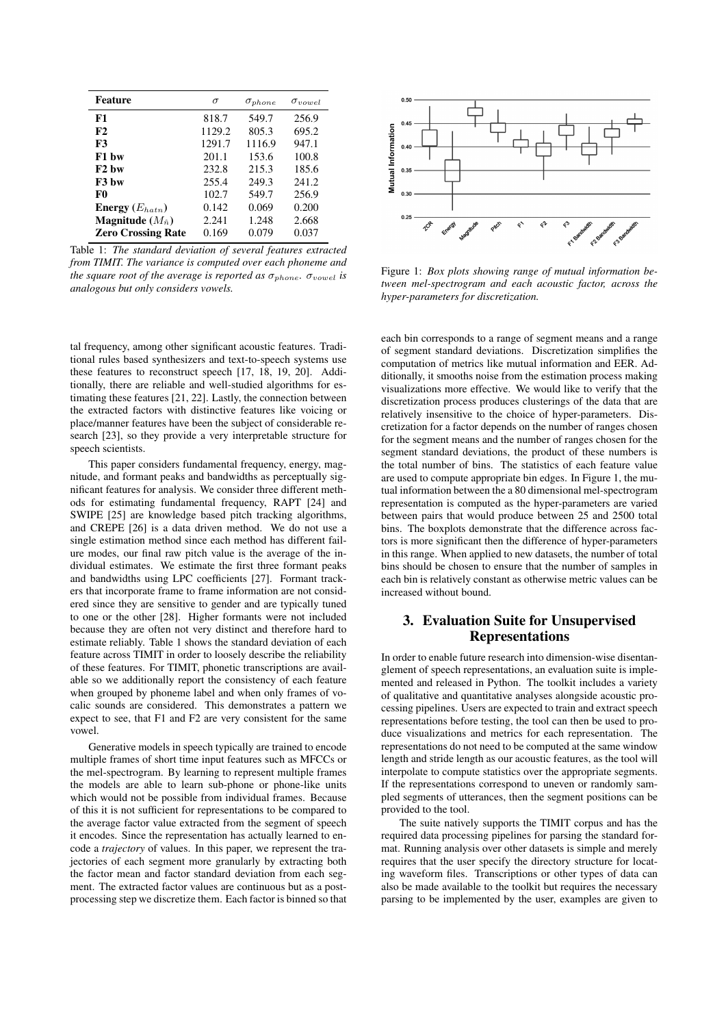| Feature | $\sigma$ | $\sigma_{phone}$ | $\sigma_{vowel}$ |
|---|---|---|---|
| **F1** | 818.7 | 549.7 | 256.9 |
| **F2** | 1129.2 | 805.3 | 695.2 |
| **F3** | 1291.7 | 1116.9 | 947.1 |
| **F1 bw** | 201.1 | 153.6 | 100.8 |
| **F2 bw** | 232.8 | 215.3 | 185.6 |
| **F3 bw** | 255.4 | 249.3 | 241.2 |
| **F0** | 102.7 | 549.7 | 256.9 |
| **Energy ($E_{hatn}$)** | 0.142 | 0.069 | 0.200 |
| **Magnitude ($M_{\hat{n}}$)** | 2.241 | 1.248 | 2.668 |
| **Zero Crossing Rate** | 0.169 | 0.079 | 0.037 |

Table 1: *The standard deviation of several features extracted from TIMIT. The variance is computed over each phoneme and the square root of the average is reported as $\sigma_{phone}$. $\sigma_{vowel}$ is analogous but only considers vowels.*

tal frequency, among other significant acoustic features. Traditional rules based synthesizers and text-to-speech systems use these features to reconstruct speech [17, 18, 19, 20]. Additionally, there are reliable and well-studied algorithms for estimating these features [21, 22]. Lastly, the connection between the extracted factors with distinctive features like voicing or place/manner features have been the subject of considerable research [23], so they provide a very interpretable structure for speech scientists.

This paper considers fundamental frequency, energy, magnitude, and formant peaks and bandwidths as perceptually significant features for analysis. We consider three different methods for estimating fundamental frequency, RAPT [24] and SWIPE [25] are knowledge based pitch tracking algorithms, and CREPE [26] is a data driven method. We do not use a single estimation method since each method has different failure modes, our final raw pitch value is the average of the individual estimates. We estimate the first three formant peaks and bandwidths using LPC coefficients [27]. Formant trackers that incorporate frame to frame information are not considered since they are sensitive to gender and are typically tuned to one or the other [28]. Higher formants were not included because they are often not very distinct and therefore hard to estimate reliably. Table 1 shows the standard deviation of each feature across TIMIT in order to loosely describe the reliability of these features. For TIMIT, phonetic transcriptions are available so we additionally report the consistency of each feature when grouped by phoneme label and when only frames of vocalic sounds are considered. This demonstrates a pattern we expect to see, that F1 and F2 are very consistent for the same vowel.

Generative models in speech typically are trained to encode multiple frames of short time input features such as MFCCs or the mel-spectrogram. By learning to represent multiple frames the models are able to learn sub-phone or phone-like units which would not be possible from individual frames. Because of this it is not sufficient for representations to be compared to the average factor value extracted from the segment of speech it encodes. Since the representation has actually learned to encode a *trajectory* of values. In this paper, we represent the trajectories of each segment more granularly by extracting both the factor mean and factor standard deviation from each segment. The extracted factor values are continuous but as a post-processing step we discretize them. Each factor is binned so that each bin corresponds to a range of segment means and a range of segment standard deviations. Discretization simplifies the computation of metrics like mutual information and EER. Additionally, it smooths noise from the estimation process making visualizations more effective. We would like to verify that the discretization process produces clusterings of the data that are relatively insensitive to the choice of hyper-parameters. Discretization for a factor depends on the number of ranges chosen for the segment means and the number of ranges chosen for the segment standard deviations, the product of these numbers is the total number of bins. The statistics of each feature value are used to compute appropriate bin edges. In Figure 1, the mutual information between the a 80 dimensional mel-spectrogram representation is computed as the hyper-parameters are varied between pairs that would produce between 25 and 2500 total bins. The boxplots demonstrate that the difference across factors is more significant then the difference of hyper-parameters in this range. When applied to new datasets, the number of total bins should be chosen to ensure that the number of samples in each bin is relatively constant as otherwise metric values can be increased without bound.

Figure 1: *Box plots showing range of mutual information between mel-spectrogram and each acoustic factor, across the hyper-parameters for discretization.*

## 3. Evaluation Suite for Unsupervised Representations

In order to enable future research into dimension-wise disentanglement of speech representations, an evaluation suite is implemented and released in Python. The toolkit includes a variety of qualitative and quantitative analyses alongside acoustic processing pipelines. Users are expected to train and extract speech representations before testing, the tool can then be used to produce visualizations and metrics for each representation. The representations do not need to be computed at the same window length and stride length as our acoustic features, as the tool will interpolate to compute statistics over the appropriate segments. If the representations correspond to uneven or randomly sampled segments of utterances, then the segment positions can be provided to the tool.

The suite natively supports the TIMIT corpus and has the required data processing pipelines for parsing the standard format. Running analysis over other datasets is simple and merely requires that the user specify the directory structure for locating waveform files. Transcriptions or other types of data can also be made available to the toolkit but requires the necessary parsing to be implemented by the user, examples are given to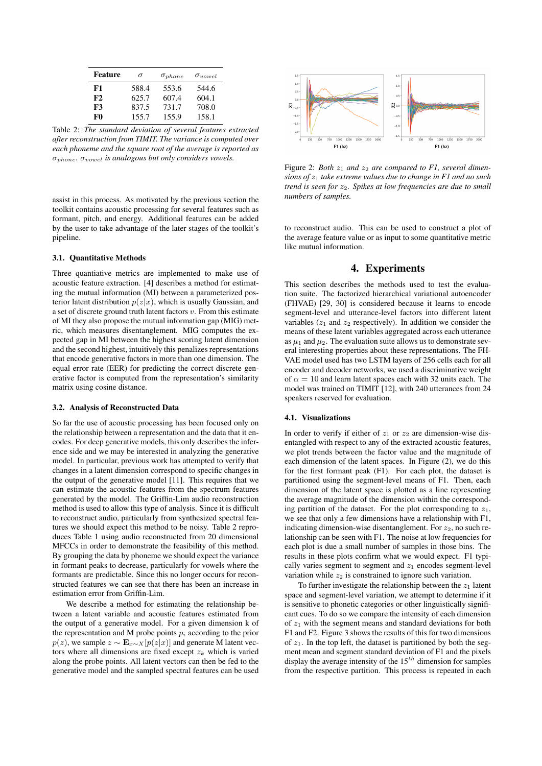| Feature | $\sigma$ | $\sigma_{phone}$ | $\sigma_{vowel}$ |
|---|---|---|---|
| F1 | 588.4 | 553.6 | 544.6 |
| F2 | 625.7 | 607.4 | 604.1 |
| F3 | 837.5 | 731.7 | 708.0 |
| F0 | 155.7 | 155.9 | 158.1 |

Table 2: *The standard deviation of several features extracted after reconstruction from TIMIT. The variance is computed over each phoneme and the square root of the average is reported as $\sigma_{phone}$. $\sigma_{vowel}$ is analogous but only considers vowels.*

assist in this process. As motivated by the previous section the toolkit contains acoustic processing for several features such as formant, pitch, and energy. Additional features can be added by the user to take advantage of the later stages of the toolkit's pipeline.

### 3.1. Quantitative Methods

Three quantiative metrics are implemented to make use of acoustic feature extraction. [4] describes a method for estimating the mutual information (MI) between a parameterized posterior latent distribution $p(z|x)$, which is usually Gaussian, and a set of discrete ground truth latent factors $v$. From this estimate of MI they also propose the mutual information gap (MIG) metric, which measures disentanglement. MIG computes the expected gap in MI between the highest scoring latent dimension and the second highest, intuitively this penalizes representations that encode generative factors in more than one dimension. The equal error rate (EER) for predicting the correct discrete generative factor is computed from the representation's similarity matrix using cosine distance.

### 3.2. Analysis of Reconstructed Data

So far the use of acoustic processing has been focused only on the relationship between a representation and the data that it encodes. For deep generative models, this only describes the inference side and we may be interested in analyzing the generative model. In particular, previous work has attempted to verify that changes in a latent dimension correspond to specific changes in the output of the generative model [11]. This requires that we can estimate the acoustic features from the spectrum features generated by the model. The Griffin-Lim audio reconstruction method is used to allow this type of analysis. Since it is difficult to reconstruct audio, particularly from synthesized spectral features we should expect this method to be noisy. Table 2 reproduces Table 1 using audio reconstructed from 20 dimensional MFCCs in order to demonstrate the feasibility of this method. By grouping the data by phoneme we should expect the variance in formant peaks to decrease, particularly for vowels where the formants are predictable. Since this no longer occurs for reconstructed features we can see that there has been an increase in estimation error from Griffin-Lim.

We describe a method for estimating the relationship between a latent variable and acoustic features estimated from the output of a generative model. For a given dimension k of the representation and M probe points $p_i$ according to the prior $p(z)$, we sample $z \sim \mathbf{E}_{x \sim X}[p(z|x)]$ and generate M latent vectors where all dimensions are fixed except $z_k$ which is varied along the probe points. All latent vectors can then be fed to the generative model and the sampled spectral features can be used to reconstruct audio. This can be used to construct a plot of the average feature value or as input to some quantitative metric like mutual information.

Figure 2: *Both $z_1$ and $z_2$ are compared to F1, several dimensions of $z_1$ take extreme values due to change in F1 and no such trend is seen for $z_2$. Spikes at low frequencies are due to small numbers of samples.*

## 4. Experiments

This section describes the methods used to test the evaluation suite. The factorized hierarchical variational autoencoder (FHVAE) [29, 30] is considered because it learns to encode segment-level and utterance-level factors into different latent variables ($z_1$ and $z_2$ respectively). In addition we consider the means of these latent variables aggregated across each utterance as $\mu_1$ and $\mu_2$. The evaluation suite allows us to demonstrate several interesting properties about these representations. The FHVAE model used has two LSTM layers of 256 cells each for all encoder and decoder networks, we used a discriminative weight of $\alpha = 10$ and learn latent spaces each with 32 units each. The model was trained on TIMIT [12], with 240 utterances from 24 speakers reserved for evaluation.

### 4.1. Visualizations

In order to verify if either of $z_1$ or $z_2$ are dimension-wise disentangled with respect to any of the extracted acoustic features, we plot trends between the factor value and the magnitude of each dimension of the latent spaces. In Figure (2), we do this for the first formant peak (F1). For each plot, the dataset is partitioned using the segment-level means of F1. Then, each dimension of the latent space is plotted as a line representing the average magnitude of the dimension within the corresponding partition of the dataset. For the plot corresponding to $z_1$, we see that only a few dimensions have a relationship with F1, indicating dimension-wise disentanglement. For $z_2$, no such relationship can be seen with F1. The noise at low frequencies for each plot is due a small number of samples in those bins. The results in these plots confirm what we would expect. F1 typically varies segment to segment and $z_1$ encodes segment-level variation while $z_2$ is constrained to ignore such variation.

To further investigate the relationship between the $z_1$ latent space and segment-level variation, we attempt to determine if it is sensitive to phonetic categories or other linguistically significant cues. To do so we compare the intensity of each dimension of $z_1$ with the segment means and standard deviations for both F1 and F2. Figure 3 shows the results of this for two dimensions of $z_1$. In the top left, the dataset is partitioned by both the segment mean and segment standard deviation of F1 and the pixels display the average intensity of the $15^{th}$ dimension for samples from the respective partition. This process is repeated in each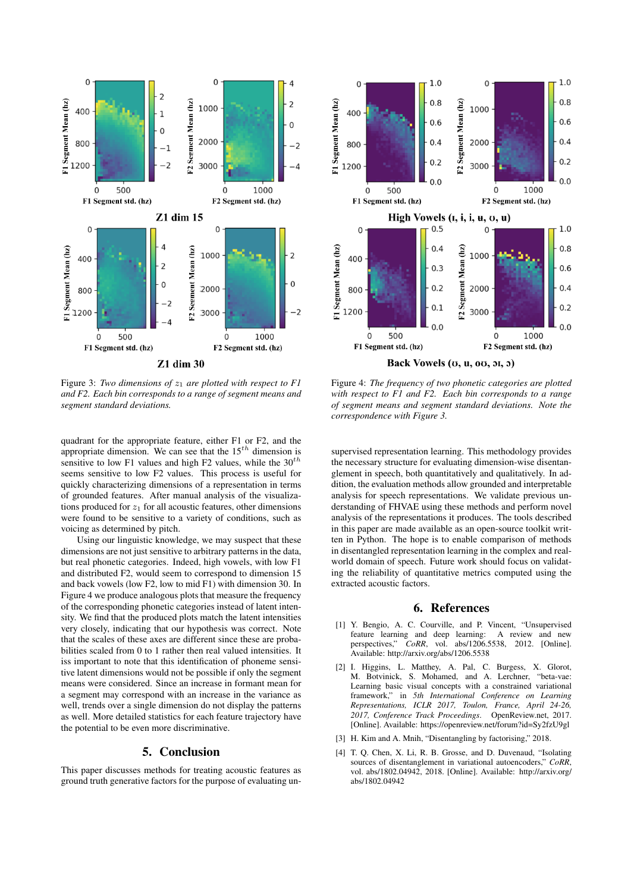Figure 3: *Two dimensions of $z_1$ are plotted with respect to F1 and F2. Each bin corresponds to a range of segment means and segment standard deviations.*

Figure 4: *The frequency of two phonetic categories are plotted with respect to F1 and F2. Each bin corresponds to a range of segment means and segment standard deviations. Note the correspondence with Figure 3.*

quadrant for the appropriate feature, either F1 or F2, and the appropriate dimension. We can see that the $15^{th}$ dimension is sensitive to low F1 values and high F2 values, while the $30^{th}$ seems sensitive to low F2 values. This process is useful for quickly characterizing dimensions of a representation in terms of grounded features. After manual analysis of the visualizations produced for $z_1$ for all acoustic features, other dimensions were found to be sensitive to a variety of conditions, such as voicing as determined by pitch.

Using our linguistic knowledge, we may suspect that these dimensions are not just sensitive to arbitrary patterns in the data, but real phonetic categories. Indeed, high vowels, with low F1 and distributed F2, would seem to correspond to dimension 15 and back vowels (low F2, low to mid F1) with dimension 30. In Figure 4 we produce analogous plots that measure the frequency of the corresponding phonetic categories instead of latent intensity. We find that the produced plots match the latent intensities very closely, indicating that our hypothesis was correct. Note that the scales of these axes are different since these are probabilities scaled from 0 to 1 rather then real valued intensities. It iss important to note that this identification of phoneme sensitive latent dimensions would not be possible if only the segment means were considered. Since an increase in formant mean for a segment may correspond with an increase in the variance as well, trends over a single dimension do not display the patterns as well. More detailed statistics for each feature trajectory have the potential to be even more discriminative.

## 5. Conclusion

This paper discusses methods for treating acoustic features as ground truth generative factors for the purpose of evaluating unsupervised representation learning. This methodology provides the necessary structure for evaluating dimension-wise disentanglement in speech, both quantitatively and qualitatively. In addition, the evaluation methods allow grounded and interpretable analysis for speech representations. We validate previous understanding of FHVAE using these methods and perform novel analysis of the representations it produces. The tools described in this paper are made available as an open-source toolkit written in Python. The hope is to enable comparison of methods in disentangled representation learning in the complex and real-world domain of speech. Future work should focus on validating the reliability of quantitative metrics computed using the extracted acoustic factors.

## 6. References

[1] Y. Bengio, A. C. Courville, and P. Vincent, "Unsupervised feature learning and deep learning: A review and new perspectives," *CoRR*, vol. abs/1206.5538, 2012. [Online]. Available: http://arxiv.org/abs/1206.5538

[2] I. Higgins, L. Matthey, A. Pal, C. Burgess, X. Glorot, M. Botvinick, S. Mohamed, and A. Lerchner, "beta-vae: Learning basic visual concepts with a constrained variational framework," in *5th International Conference on Learning Representations, ICLR 2017, Toulon, France, April 24-26, 2017, Conference Track Proceedings*. OpenReview.net, 2017. [Online]. Available: https://openreview.net/forum?id=Sy2fzU9gl

[3] H. Kim and A. Mnih, "Disentangling by factorising," 2018.

[4] T. Q. Chen, X. Li, R. B. Grosse, and D. Duvenaud, "Isolating sources of disentanglement in variational autoencoders," *CoRR*, vol. abs/1802.04942, 2018. [Online]. Available: http://arxiv.org/abs/1802.04942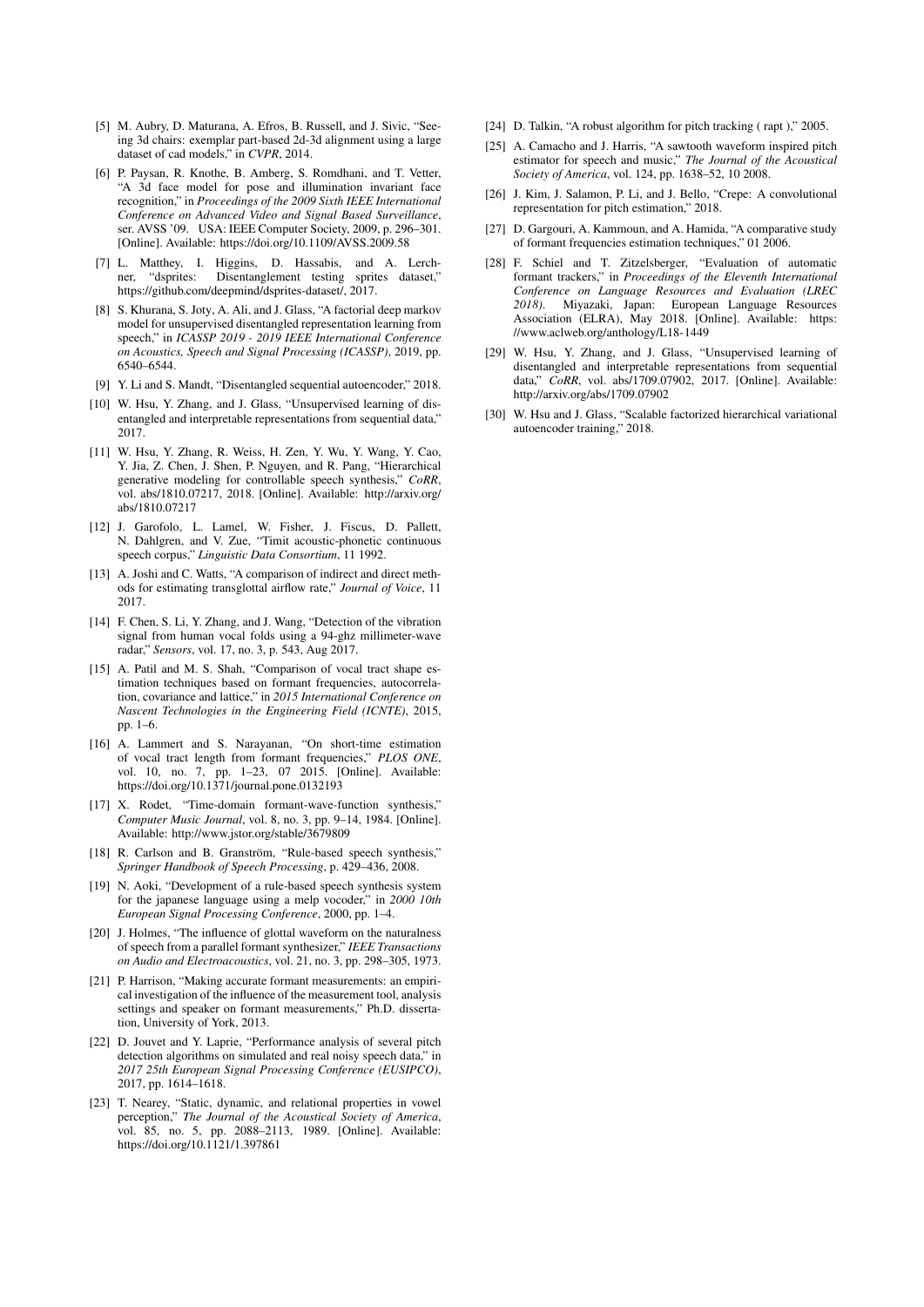[5] M. Aubry, D. Maturana, A. Efros, B. Russell, and J. Sivic, "Seeing 3d chairs: exemplar part-based 2d-3d alignment using a large dataset of cad models," in *CVPR*, 2014.

[6] P. Paysan, R. Knothe, B. Amberg, S. Romdhani, and T. Vetter, "A 3d face model for pose and illumination invariant face recognition," in *Proceedings of the 2009 Sixth IEEE International Conference on Advanced Video and Signal Based Surveillance*, ser. AVSS '09. USA: IEEE Computer Society, 2009, p. 296–301. [Online]. Available: https://doi.org/10.1109/AVSS.2009.58

[7] L. Matthey, I. Higgins, D. Hassabis, and A. Lerchner, "dsprites: Disentanglement testing sprites dataset," https://github.com/deepmind/dsprites-dataset/, 2017.

[8] S. Khurana, S. Joty, A. Ali, and J. Glass, "A factorial deep markov model for unsupervised disentangled representation learning from speech," in *ICASSP 2019 - 2019 IEEE International Conference on Acoustics, Speech and Signal Processing (ICASSP)*, 2019, pp. 6540–6544.

[9] Y. Li and S. Mandt, "Disentangled sequential autoencoder," 2018.

[10] W. Hsu, Y. Zhang, and J. Glass, "Unsupervised learning of disentangled and interpretable representations from sequential data," 2017.

[11] W. Hsu, Y. Zhang, R. Weiss, H. Zen, Y. Wu, Y. Wang, Y. Cao, Y. Jia, Z. Chen, J. Shen, P. Nguyen, and R. Pang, "Hierarchical generative modeling for controllable speech synthesis," *CoRR*, vol. abs/1810.07217, 2018. [Online]. Available: http://arxiv.org/abs/1810.07217

[12] J. Garofolo, L. Lamel, W. Fisher, J. Fiscus, D. Pallett, N. Dahlgren, and V. Zue, "Timit acoustic-phonetic continuous speech corpus," *Linguistic Data Consortium*, 11 1992.

[13] A. Joshi and C. Watts, "A comparison of indirect and direct methods for estimating transglottal airflow rate," *Journal of Voice*, 11 2017.

[14] F. Chen, S. Li, Y. Zhang, and J. Wang, "Detection of the vibration signal from human vocal folds using a 94-ghz millimeter-wave radar," *Sensors*, vol. 17, no. 3, p. 543, Aug 2017.

[15] A. Patil and M. S. Shah, "Comparison of vocal tract shape estimation techniques based on formant frequencies, autocorrelation, covariance and lattice," in *2015 International Conference on Nascent Technologies in the Engineering Field (ICNTE)*, 2015, pp. 1–6.

[16] A. Lammert and S. Narayanan, "On short-time estimation of vocal tract length from formant frequencies," *PLOS ONE*, vol. 10, no. 7, pp. 1–23, 07 2015. [Online]. Available: https://doi.org/10.1371/journal.pone.0132193

[17] X. Rodet, "Time-domain formant-wave-function synthesis," *Computer Music Journal*, vol. 8, no. 3, pp. 9–14, 1984. [Online]. Available: http://www.jstor.org/stable/3679809

[18] R. Carlson and B. Granström, "Rule-based speech synthesis," *Springer Handbook of Speech Processing*, p. 429–436, 2008.

[19] N. Aoki, "Development of a rule-based speech synthesis system for the japanese language using a melp vocoder," in *2000 10th European Signal Processing Conference*, 2000, pp. 1–4.

[20] J. Holmes, "The influence of glottal waveform on the naturalness of speech from a parallel formant synthesizer," *IEEE Transactions on Audio and Electroacoustics*, vol. 21, no. 3, pp. 298–305, 1973.

[21] P. Harrison, "Making accurate formant measurements: an empirical investigation of the influence of the measurement tool, analysis settings and speaker on formant measurements," Ph.D. dissertation, University of York, 2013.

[22] D. Jouvet and Y. Laprie, "Performance analysis of several pitch detection algorithms on simulated and real noisy speech data," in *2017 25th European Signal Processing Conference (EUSIPCO)*, 2017, pp. 1614–1618.

[23] T. Nearey, "Static, dynamic, and relational properties in vowel perception," *The Journal of the Acoustical Society of America*, vol. 85, no. 5, pp. 2088–2113, 1989. [Online]. Available: https://doi.org/10.1121/1.397861

[24] D. Talkin, "A robust algorithm for pitch tracking ( rapt )," 2005.

[25] A. Camacho and J. Harris, "A sawtooth waveform inspired pitch estimator for speech and music," *The Journal of the Acoustical Society of America*, vol. 124, pp. 1638–52, 10 2008.

[26] J. Kim, J. Salamon, P. Li, and J. Bello, "Crepe: A convolutional representation for pitch estimation," 2018.

[27] D. Gargouri, A. Kammoun, and A. Hamida, "A comparative study of formant frequencies estimation techniques," 01 2006.

[28] F. Schiel and T. Zitzelsberger, "Evaluation of automatic formant trackers," in *Proceedings of the Eleventh International Conference on Language Resources and Evaluation (LREC 2018)*. Miyazaki, Japan: European Language Resources Association (ELRA), May 2018. [Online]. Available: https://www.aclweb.org/anthology/L18-1449

[29] W. Hsu, Y. Zhang, and J. Glass, "Unsupervised learning of disentangled and interpretable representations from sequential data," *CoRR*, vol. abs/1709.07902, 2017. [Online]. Available: http://arxiv.org/abs/1709.07902

[30] W. Hsu and J. Glass, "Scalable factorized hierarchical variational autoencoder training," 2018.